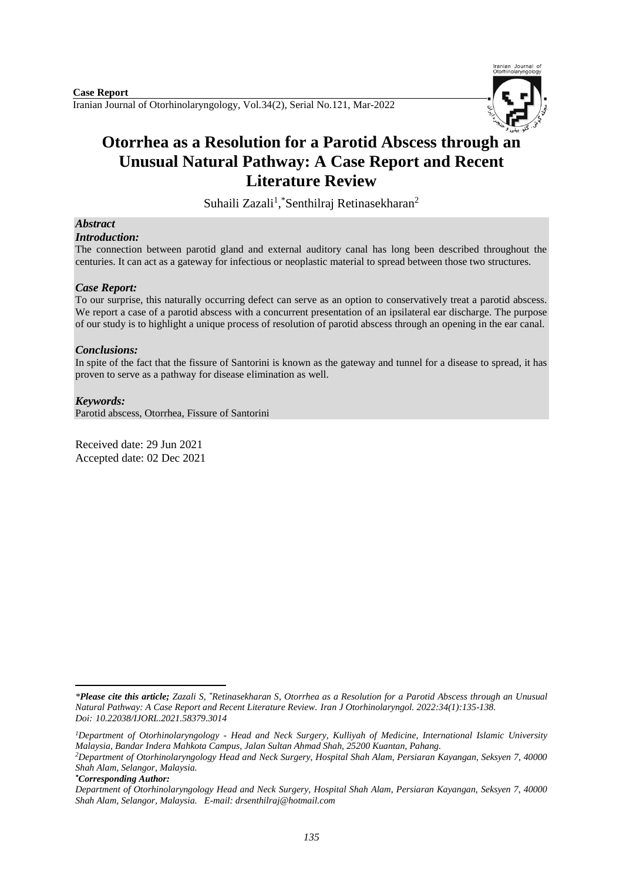**Case Report**

# Otorrhea as a Resolution for a Parotid Abscess through an Unusual Natural Pathway: A Case Report and Recent Literature Review

Suhaili Zazali[1], *Senthilraj Retinasekharan[2]

### *Abstract*

***Introduction:***

The connection between parotid gland and external auditory canal has long been described throughout the centuries. It can act as a gateway for infectious or neoplastic material to spread between those two structures.

***Case Report:***

To our surprise, this naturally occurring defect can serve as an option to conservatively treat a parotid abscess. We report a case of a parotid abscess with a concurrent presentation of an ipsilateral ear discharge. The purpose of our study is to highlight a unique process of resolution of parotid abscess through an opening in the ear canal.

***Conclusions:***

In spite of the fact that the fissure of Santorini is known as the gateway and tunnel for a disease to spread, it has proven to serve as a pathway for disease elimination as well.

***Keywords:***

Parotid abscess, Otorrhea, Fissure of Santorini

Received date: 29 Jun 2021
Accepted date: 02 Dec 2021

---

**Please cite this article; Zazali S, *Retinasekharan S, Otorrhea as a Resolution for a Parotid Abscess through an Unusual Natural Pathway: A Case Report and Recent Literature Review. Iran J Otorhinolaryngol. 2022:34(1):135-138. Doi: 10.22038/IJORL.2021.58379.3014*

*[1]Department of Otorhinolaryngology - Head and Neck Surgery, Kulliyah of Medicine, International Islamic University Malaysia, Bandar Indera Mahkota Campus, Jalan Sultan Ahmad Shah, 25200 Kuantan, Pahang.*

*[2]Department of Otorhinolaryngology Head and Neck Surgery, Hospital Shah Alam, Persiaran Kayangan, Seksyen 7, 40000 Shah Alam, Selangor, Malaysia.*

****Corresponding Author:***

*Department of Otorhinolaryngology Head and Neck Surgery, Hospital Shah Alam, Persiaran Kayangan, Seksyen 7, 40000 Shah Alam, Selangor, Malaysia. E-mail: drsenthilraj@hotmail.com*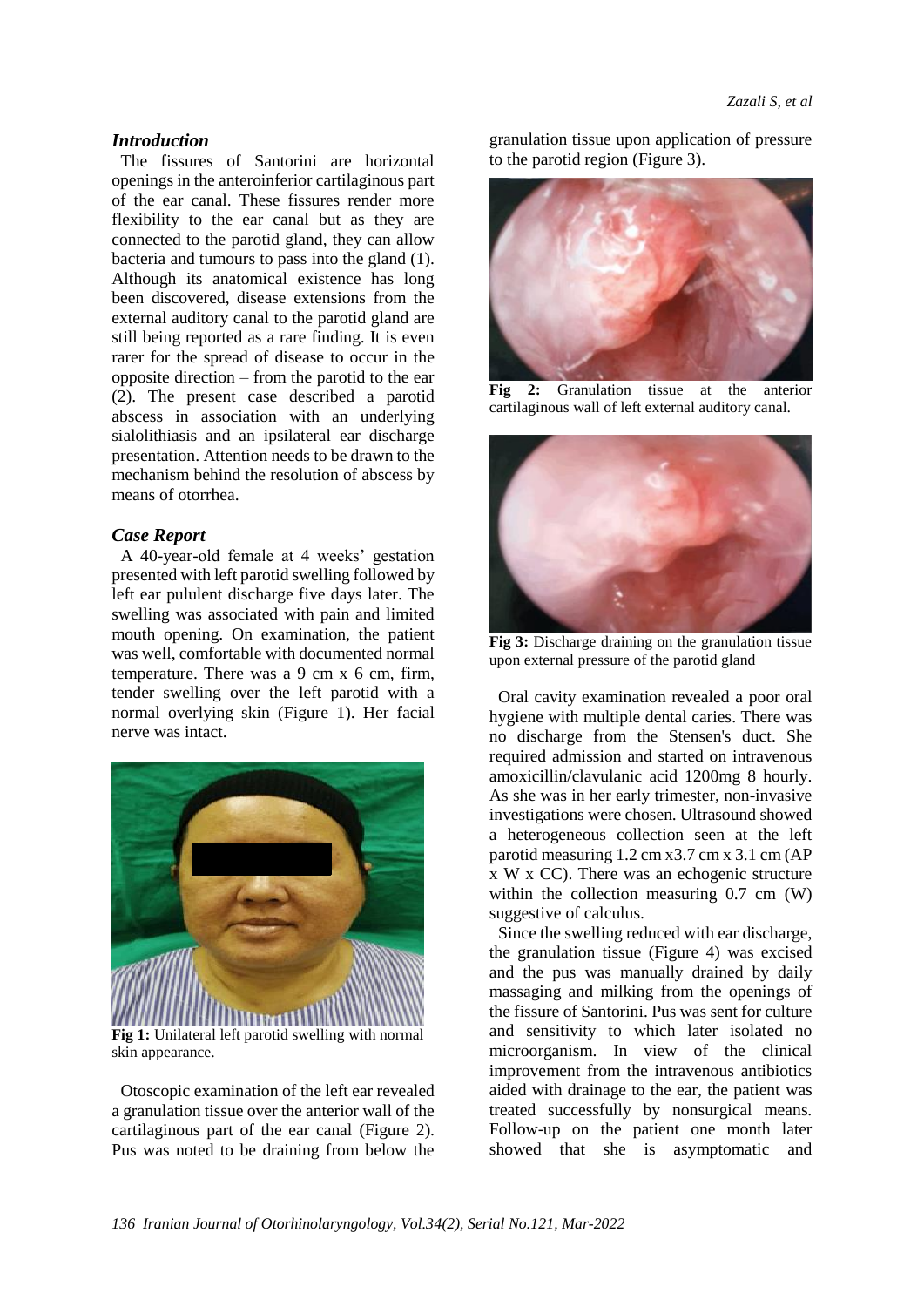## *Introduction*

The fissures of Santorini are horizontal openings in the anteroinferior cartilaginous part of the ear canal. These fissures render more flexibility to the ear canal but as they are connected to the parotid gland, they can allow bacteria and tumours to pass into the gland (1). Although its anatomical existence has long been discovered, disease extensions from the external auditory canal to the parotid gland are still being reported as a rare finding. It is even rarer for the spread of disease to occur in the opposite direction – from the parotid to the ear (2). The present case described a parotid abscess in association with an underlying sialolithiasis and an ipsilateral ear discharge presentation. Attention needs to be drawn to the mechanism behind the resolution of abscess by means of otorrhea.

## *Case Report*

A 40-year-old female at 4 weeks' gestation presented with left parotid swelling followed by left ear pululent discharge five days later. The swelling was associated with pain and limited mouth opening. On examination, the patient was well, comfortable with documented normal temperature. There was a 9 cm x 6 cm, firm, tender swelling over the left parotid with a normal overlying skin (Figure 1). Her facial nerve was intact.

**Fig 1:** Unilateral left parotid swelling with normal skin appearance.

Otoscopic examination of the left ear revealed a granulation tissue over the anterior wall of the cartilaginous part of the ear canal (Figure 2). Pus was noted to be draining from below the granulation tissue upon application of pressure to the parotid region (Figure 3).

**Fig 2:** Granulation tissue at the anterior cartilaginous wall of left external auditory canal.

**Fig 3:** Discharge draining on the granulation tissue upon external pressure of the parotid gland

Oral cavity examination revealed a poor oral hygiene with multiple dental caries. There was no discharge from the Stensen's duct. She required admission and started on intravenous amoxicillin/clavulanic acid 1200mg 8 hourly. As she was in her early trimester, non-invasive investigations were chosen. Ultrasound showed a heterogeneous collection seen at the left parotid measuring 1.2 cm x3.7 cm x 3.1 cm (AP x W x CC). There was an echogenic structure within the collection measuring 0.7 cm (W) suggestive of calculus.

Since the swelling reduced with ear discharge, the granulation tissue (Figure 4) was excised and the pus was manually drained by daily massaging and milking from the openings of the fissure of Santorini. Pus was sent for culture and sensitivity to which later isolated no microorganism. In view of the clinical improvement from the intravenous antibiotics aided with drainage to the ear, the patient was treated successfully by nonsurgical means. Follow-up on the patient one month later showed that she is asymptomatic and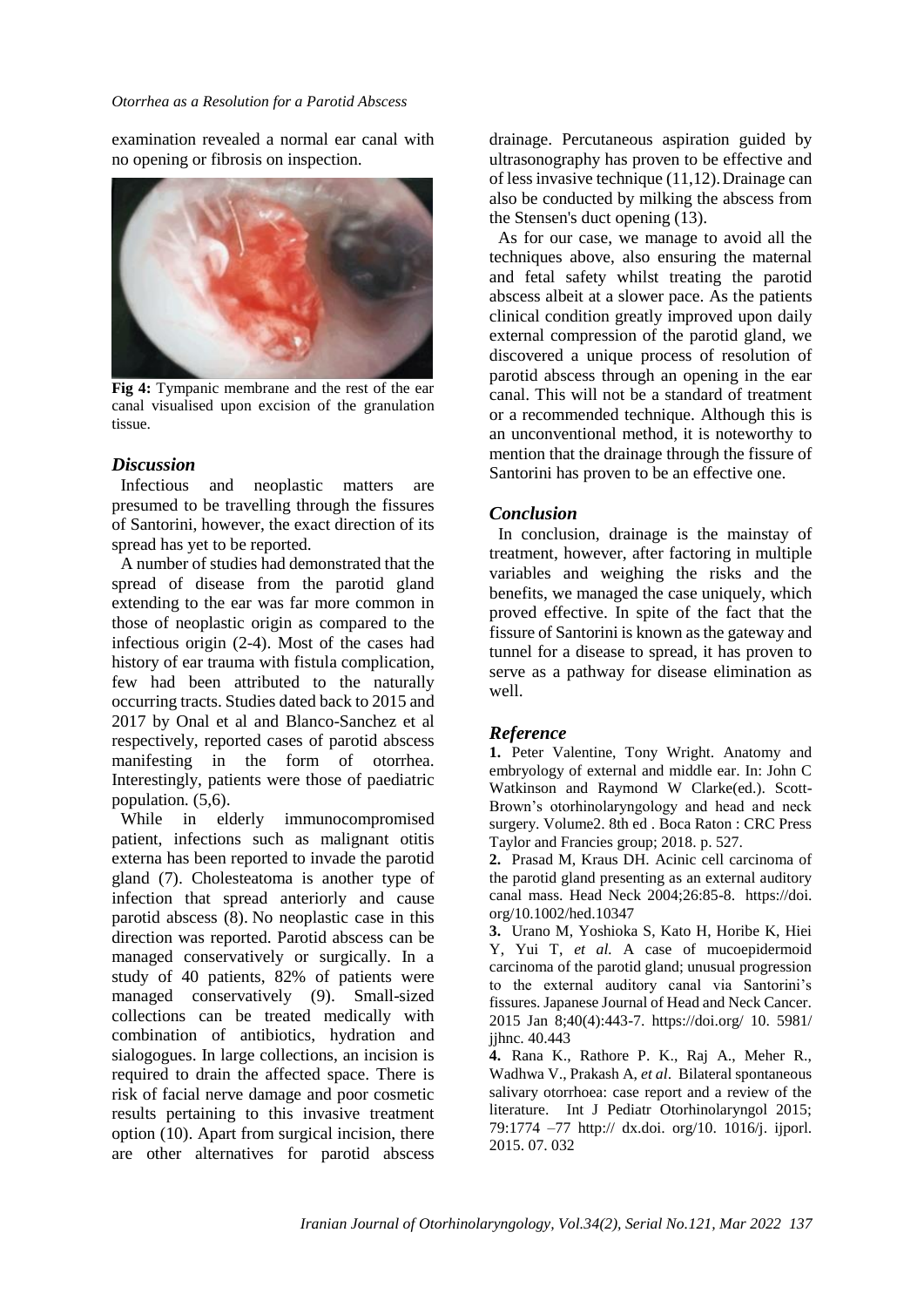examination revealed a normal ear canal with no opening or fibrosis on inspection.

**Fig 4:** Tympanic membrane and the rest of the ear canal visualised upon excision of the granulation tissue.

## *Discussion*

Infectious and neoplastic matters are presumed to be travelling through the fissures of Santorini, however, the exact direction of its spread has yet to be reported.

A number of studies had demonstrated that the spread of disease from the parotid gland extending to the ear was far more common in those of neoplastic origin as compared to the infectious origin (2-4). Most of the cases had history of ear trauma with fistula complication, few had been attributed to the naturally occurring tracts. Studies dated back to 2015 and 2017 by Onal et al and Blanco-Sanchez et al respectively, reported cases of parotid abscess manifesting in the form of otorrhea. Interestingly, patients were those of paediatric population. (5,6).

While in elderly immunocompromised patient, infections such as malignant otitis externa has been reported to invade the parotid gland (7). Cholesteatoma is another type of infection that spread anteriorly and cause parotid abscess (8). No neoplastic case in this direction was reported. Parotid abscess can be managed conservatively or surgically. In a study of 40 patients, 82% of patients were managed conservatively (9). Small-sized collections can be treated medically with combination of antibiotics, hydration and sialogogues. In large collections, an incision is required to drain the affected space. There is risk of facial nerve damage and poor cosmetic results pertaining to this invasive treatment option (10). Apart from surgical incision, there are other alternatives for parotid abscess drainage. Percutaneous aspiration guided by ultrasonography has proven to be effective and of less invasive technique (11,12). Drainage can also be conducted by milking the abscess from the Stensen's duct opening (13).

As for our case, we manage to avoid all the techniques above, also ensuring the maternal and fetal safety whilst treating the parotid abscess albeit at a slower pace. As the patients clinical condition greatly improved upon daily external compression of the parotid gland, we discovered a unique process of resolution of parotid abscess through an opening in the ear canal. This will not be a standard of treatment or a recommended technique. Although this is an unconventional method, it is noteworthy to mention that the drainage through the fissure of Santorini has proven to be an effective one.

## *Conclusion*

In conclusion, drainage is the mainstay of treatment, however, after factoring in multiple variables and weighing the risks and the benefits, we managed the case uniquely, which proved effective. In spite of the fact that the fissure of Santorini is known as the gateway and tunnel for a disease to spread, it has proven to serve as a pathway for disease elimination as well.

## *Reference*

**1.** Peter Valentine, Tony Wright. Anatomy and embryology of external and middle ear. In: John C Watkinson and Raymond W Clarke(ed.). Scott-Brown's otorhinolaryngology and head and neck surgery. Volume2. 8th ed . Boca Raton : CRC Press Taylor and Francies group; 2018. p. 527.

**2.** Prasad M, Kraus DH. Acinic cell carcinoma of the parotid gland presenting as an external auditory canal mass. Head Neck 2004;26:85-8. https://doi.org/10.1002/hed.10347

**3.** Urano M, Yoshioka S, Kato H, Horibe K, Hiei Y, Yui T, *et al.* A case of mucoepidermoid carcinoma of the parotid gland; unusual progression to the external auditory canal via Santorini's fissures. Japanese Journal of Head and Neck Cancer. 2015 Jan 8;40(4):443-7. https://doi.org/ 10. 5981/ jjhnc. 40.443

**4.** Rana K., Rathore P. K., Raj A., Meher R., Wadhwa V., Prakash A, *et al*. Bilateral spontaneous salivary otorrhoea: case report and a review of the literature. Int J Pediatr Otorhinolaryngol 2015; 79:1774 –77 http:// dx.doi. org/10. 1016/j. ijporl. 2015. 07. 032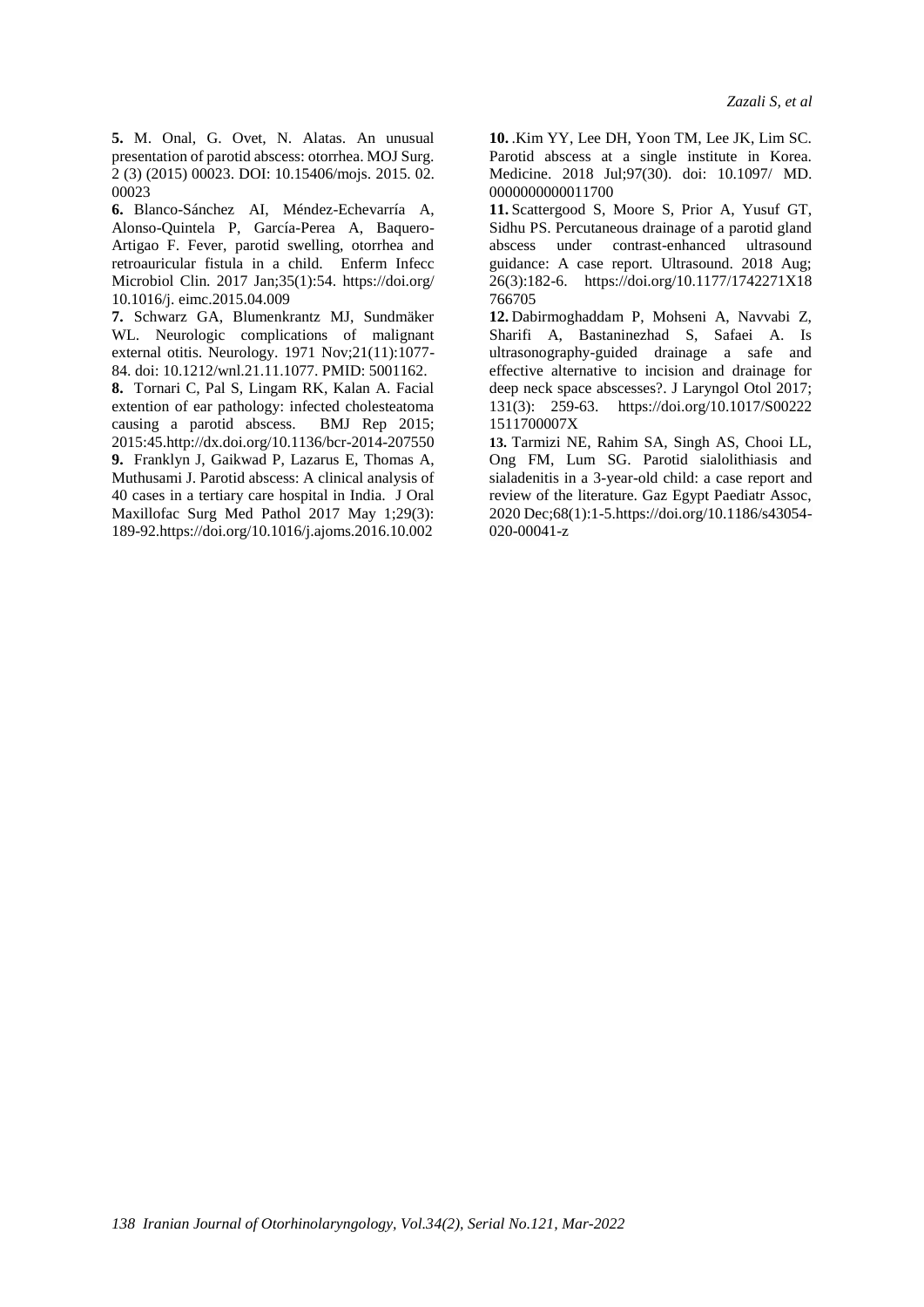**5.** M. Onal, G. Ovet, N. Alatas. An unusual presentation of parotid abscess: otorrhea. MOJ Surg. 2 (3) (2015) 00023. DOI: 10.15406/mojs. 2015. 02. 00023

**6.** Blanco-Sánchez AI, Méndez-Echevarría A, Alonso-Quintela P, García-Perea A, Baquero-Artigao F. Fever, parotid swelling, otorrhea and retroauricular fistula in a child. Enferm Infecc Microbiol Clin. 2017 Jan;35(1):54. https://doi.org/ 10.1016/j. eimc.2015.04.009

**7.** Schwarz GA, Blumenkrantz MJ, Sundmäker WL. Neurologic complications of malignant external otitis. Neurology. 1971 Nov;21(11):1077-84. doi: 10.1212/wnl.21.11.1077. PMID: 5001162.

**8.** Tornari C, Pal S, Lingam RK, Kalan A. Facial extention of ear pathology: infected cholesteatoma causing a parotid abscess. BMJ Rep 2015; 2015:45.http://dx.doi.org/10.1136/bcr-2014-207550

**9.** Franklyn J, Gaikwad P, Lazarus E, Thomas A, Muthusami J. Parotid abscess: A clinical analysis of 40 cases in a tertiary care hospital in India. J Oral Maxillofac Surg Med Pathol 2017 May 1;29(3): 189-92.https://doi.org/10.1016/j.ajoms.2016.10.002

**10.** .Kim YY, Lee DH, Yoon TM, Lee JK, Lim SC. Parotid abscess at a single institute in Korea. Medicine. 2018 Jul;97(30). doi: 10.1097/ MD. 0000000000011700

**11.** Scattergood S, Moore S, Prior A, Yusuf GT, Sidhu PS. Percutaneous drainage of a parotid gland abscess under contrast-enhanced ultrasound guidance: A case report. Ultrasound. 2018 Aug; 26(3):182-6. https://doi.org/10.1177/1742271X18 766705

**12.** Dabirmoghaddam P, Mohseni A, Navvabi Z, Sharifi A, Bastaninezhad S, Safaei A. Is ultrasonography-guided drainage a safe and effective alternative to incision and drainage for deep neck space abscesses?. J Laryngol Otol 2017; 131(3): 259-63. https://doi.org/10.1017/S00222 1511700007X

**13.** Tarmizi NE, Rahim SA, Singh AS, Chooi LL, Ong FM, Lum SG. Parotid sialolithiasis and sialadenitis in a 3-year-old child: a case report and review of the literature. Gaz Egypt Paediatr Assoc, 2020 Dec;68(1):1-5.https://doi.org/10.1186/s43054-020-00041-z